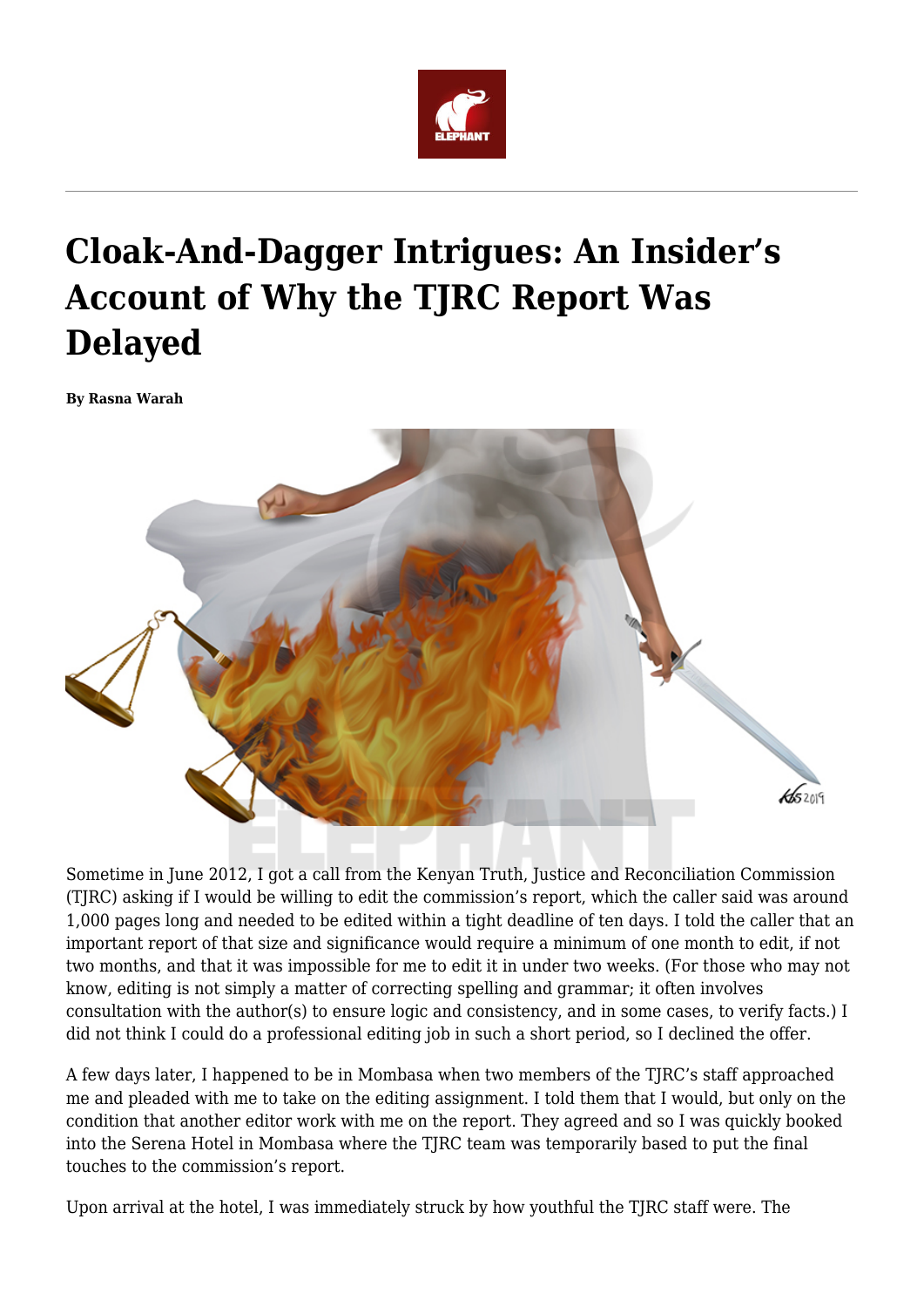# Cloak-And-Dagger Intrigues: An Insider's Account of Why the TJRC Report Was Delayed

**By Rasna Warah**

Sometime in June 2012, I got a call from the Kenyan Truth, Justice and Reconciliation Commission (TJRC) asking if I would be willing to edit the commission's report, which the caller said was around 1,000 pages long and needed to be edited within a tight deadline of ten days. I told the caller that an important report of that size and significance would require a minimum of one month to edit, if not two months, and that it was impossible for me to edit it in under two weeks. (For those who may not know, editing is not simply a matter of correcting spelling and grammar; it often involves consultation with the author(s) to ensure logic and consistency, and in some cases, to verify facts.) I did not think I could do a professional editing job in such a short period, so I declined the offer.

A few days later, I happened to be in Mombasa when two members of the TJRC's staff approached me and pleaded with me to take on the editing assignment. I told them that I would, but only on the condition that another editor work with me on the report. They agreed and so I was quickly booked into the Serena Hotel in Mombasa where the TJRC team was temporarily based to put the final touches to the commission's report.

Upon arrival at the hotel, I was immediately struck by how youthful the TJRC staff were. The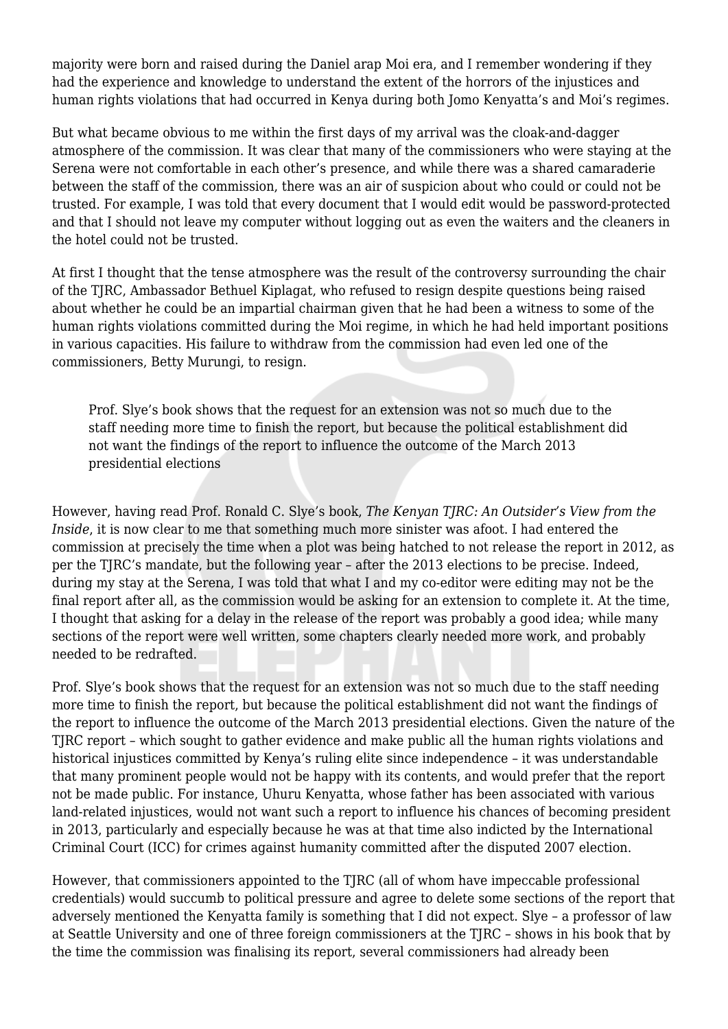majority were born and raised during the Daniel arap Moi era, and I remember wondering if they had the experience and knowledge to understand the extent of the horrors of the injustices and human rights violations that had occurred in Kenya during both Jomo Kenyatta's and Moi's regimes.

But what became obvious to me within the first days of my arrival was the cloak-and-dagger atmosphere of the commission. It was clear that many of the commissioners who were staying at the Serena were not comfortable in each other's presence, and while there was a shared camaraderie between the staff of the commission, there was an air of suspicion about who could or could not be trusted. For example, I was told that every document that I would edit would be password-protected and that I should not leave my computer without logging out as even the waiters and the cleaners in the hotel could not be trusted.

At first I thought that the tense atmosphere was the result of the controversy surrounding the chair of the TJRC, Ambassador Bethuel Kiplagat, who refused to resign despite questions being raised about whether he could be an impartial chairman given that he had been a witness to some of the human rights violations committed during the Moi regime, in which he had held important positions in various capacities. His failure to withdraw from the commission had even led one of the commissioners, Betty Murungi, to resign.

> Prof. Slye's book shows that the request for an extension was not so much due to the staff needing more time to finish the report, but because the political establishment did not want the findings of the report to influence the outcome of the March 2013 presidential elections

However, having read Prof. Ronald C. Slye's book, *The Kenyan TJRC: An Outsider's View from the Inside*, it is now clear to me that something much more sinister was afoot. I had entered the commission at precisely the time when a plot was being hatched to not release the report in 2012, as per the TJRC's mandate, but the following year – after the 2013 elections to be precise. Indeed, during my stay at the Serena, I was told that what I and my co-editor were editing may not be the final report after all, as the commission would be asking for an extension to complete it. At the time, I thought that asking for a delay in the release of the report was probably a good idea; while many sections of the report were well written, some chapters clearly needed more work, and probably needed to be redrafted.

Prof. Slye's book shows that the request for an extension was not so much due to the staff needing more time to finish the report, but because the political establishment did not want the findings of the report to influence the outcome of the March 2013 presidential elections. Given the nature of the TJRC report – which sought to gather evidence and make public all the human rights violations and historical injustices committed by Kenya's ruling elite since independence – it was understandable that many prominent people would not be happy with its contents, and would prefer that the report not be made public. For instance, Uhuru Kenyatta, whose father has been associated with various land-related injustices, would not want such a report to influence his chances of becoming president in 2013, particularly and especially because he was at that time also indicted by the International Criminal Court (ICC) for crimes against humanity committed after the disputed 2007 election.

However, that commissioners appointed to the TJRC (all of whom have impeccable professional credentials) would succumb to political pressure and agree to delete some sections of the report that adversely mentioned the Kenyatta family is something that I did not expect. Slye – a professor of law at Seattle University and one of three foreign commissioners at the TJRC – shows in his book that by the time the commission was finalising its report, several commissioners had already been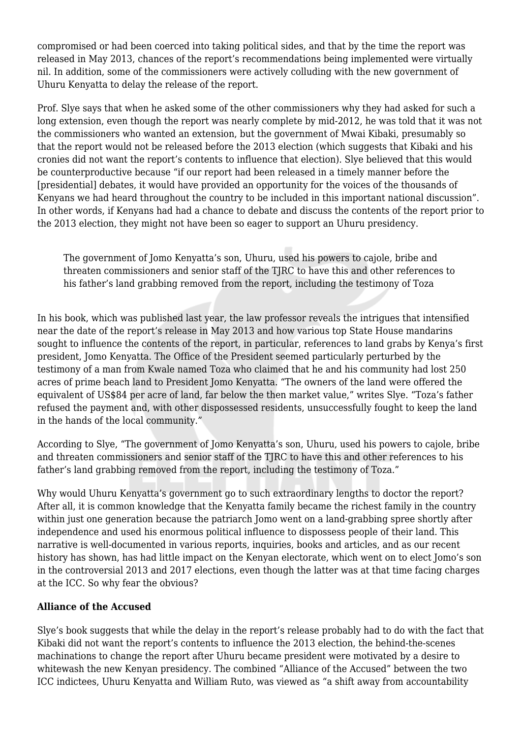compromised or had been coerced into taking political sides, and that by the time the report was released in May 2013, chances of the report's recommendations being implemented were virtually nil. In addition, some of the commissioners were actively colluding with the new government of Uhuru Kenyatta to delay the release of the report.

Prof. Slye says that when he asked some of the other commissioners why they had asked for such a long extension, even though the report was nearly complete by mid-2012, he was told that it was not the commissioners who wanted an extension, but the government of Mwai Kibaki, presumably so that the report would not be released before the 2013 election (which suggests that Kibaki and his cronies did not want the report's contents to influence that election). Slye believed that this would be counterproductive because "if our report had been released in a timely manner before the [presidential] debates, it would have provided an opportunity for the voices of the thousands of Kenyans we had heard throughout the country to be included in this important national discussion". In other words, if Kenyans had had a chance to debate and discuss the contents of the report prior to the 2013 election, they might not have been so eager to support an Uhuru presidency.

> The government of Jomo Kenyatta's son, Uhuru, used his powers to cajole, bribe and threaten commissioners and senior staff of the TJRC to have this and other references to his father's land grabbing removed from the report, including the testimony of Toza

In his book, which was published last year, the law professor reveals the intrigues that intensified near the date of the report's release in May 2013 and how various top State House mandarins sought to influence the contents of the report, in particular, references to land grabs by Kenya's first president, Jomo Kenyatta. The Office of the President seemed particularly perturbed by the testimony of a man from Kwale named Toza who claimed that he and his community had lost 250 acres of prime beach land to President Jomo Kenyatta. "The owners of the land were offered the equivalent of US$84 per acre of land, far below the then market value," writes Slye. "Toza's father refused the payment and, with other dispossessed residents, unsuccessfully fought to keep the land in the hands of the local community."

According to Slye, "The government of Jomo Kenyatta's son, Uhuru, used his powers to cajole, bribe and threaten commissioners and senior staff of the TJRC to have this and other references to his father's land grabbing removed from the report, including the testimony of Toza."

Why would Uhuru Kenyatta's government go to such extraordinary lengths to doctor the report? After all, it is common knowledge that the Kenyatta family became the richest family in the country within just one generation because the patriarch Jomo went on a land-grabbing spree shortly after independence and used his enormous political influence to dispossess people of their land. This narrative is well-documented in various reports, inquiries, books and articles, and as our recent history has shown, has had little impact on the Kenyan electorate, which went on to elect Jomo's son in the controversial 2013 and 2017 elections, even though the latter was at that time facing charges at the ICC. So why fear the obvious?

**Alliance of the Accused**

Slye's book suggests that while the delay in the report's release probably had to do with the fact that Kibaki did not want the report's contents to influence the 2013 election, the behind-the-scenes machinations to change the report after Uhuru became president were motivated by a desire to whitewash the new Kenyan presidency. The combined "Alliance of the Accused" between the two ICC indictees, Uhuru Kenyatta and William Ruto, was viewed as "a shift away from accountability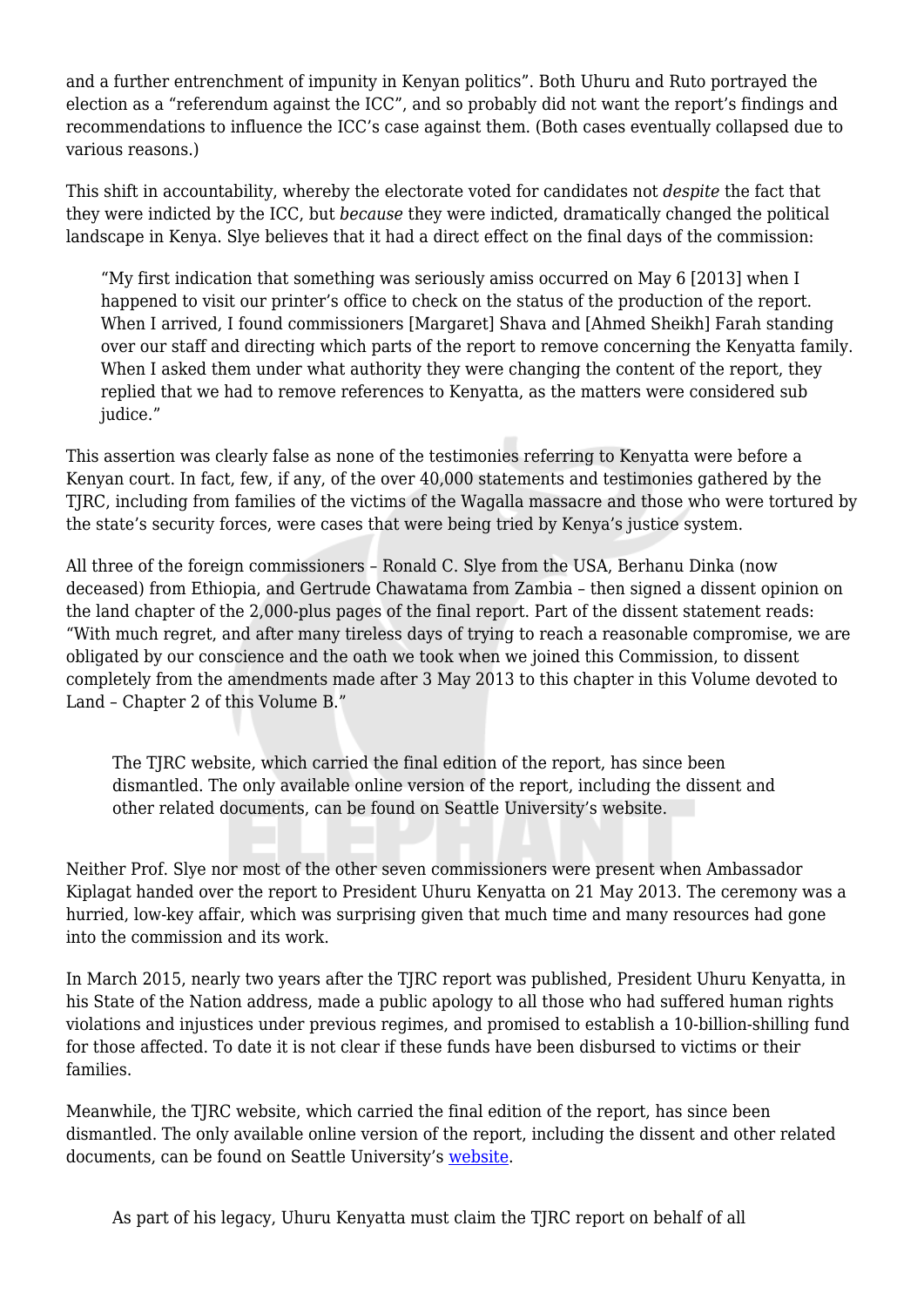and a further entrenchment of impunity in Kenyan politics". Both Uhuru and Ruto portrayed the election as a "referendum against the ICC", and so probably did not want the report's findings and recommendations to influence the ICC's case against them. (Both cases eventually collapsed due to various reasons.)

This shift in accountability, whereby the electorate voted for candidates not *despite* the fact that they were indicted by the ICC, but *because* they were indicted, dramatically changed the political landscape in Kenya. Slye believes that it had a direct effect on the final days of the commission:

> "My first indication that something was seriously amiss occurred on May 6 [2013] when I happened to visit our printer's office to check on the status of the production of the report. When I arrived, I found commissioners [Margaret] Shava and [Ahmed Sheikh] Farah standing over our staff and directing which parts of the report to remove concerning the Kenyatta family. When I asked them under what authority they were changing the content of the report, they replied that we had to remove references to Kenyatta, as the matters were considered sub judice."

This assertion was clearly false as none of the testimonies referring to Kenyatta were before a Kenyan court. In fact, few, if any, of the over 40,000 statements and testimonies gathered by the TJRC, including from families of the victims of the Wagalla massacre and those who were tortured by the state's security forces, were cases that were being tried by Kenya's justice system.

All three of the foreign commissioners – Ronald C. Slye from the USA, Berhanu Dinka (now deceased) from Ethiopia, and Gertrude Chawatama from Zambia – then signed a dissent opinion on the land chapter of the 2,000-plus pages of the final report. Part of the dissent statement reads: "With much regret, and after many tireless days of trying to reach a reasonable compromise, we are obligated by our conscience and the oath we took when we joined this Commission, to dissent completely from the amendments made after 3 May 2013 to this chapter in this Volume devoted to Land – Chapter 2 of this Volume B."

> The TJRC website, which carried the final edition of the report, has since been dismantled. The only available online version of the report, including the dissent and other related documents, can be found on Seattle University's website.

Neither Prof. Slye nor most of the other seven commissioners were present when Ambassador Kiplagat handed over the report to President Uhuru Kenyatta on 21 May 2013. The ceremony was a hurried, low-key affair, which was surprising given that much time and many resources had gone into the commission and its work.

In March 2015, nearly two years after the TJRC report was published, President Uhuru Kenyatta, in his State of the Nation address, made a public apology to all those who had suffered human rights violations and injustices under previous regimes, and promised to establish a 10-billion-shilling fund for those affected. To date it is not clear if these funds have been disbursed to victims or their families.

Meanwhile, the TJRC website, which carried the final edition of the report, has since been dismantled. The only available online version of the report, including the dissent and other related documents, can be found on Seattle University's website.

> As part of his legacy, Uhuru Kenyatta must claim the TJRC report on behalf of all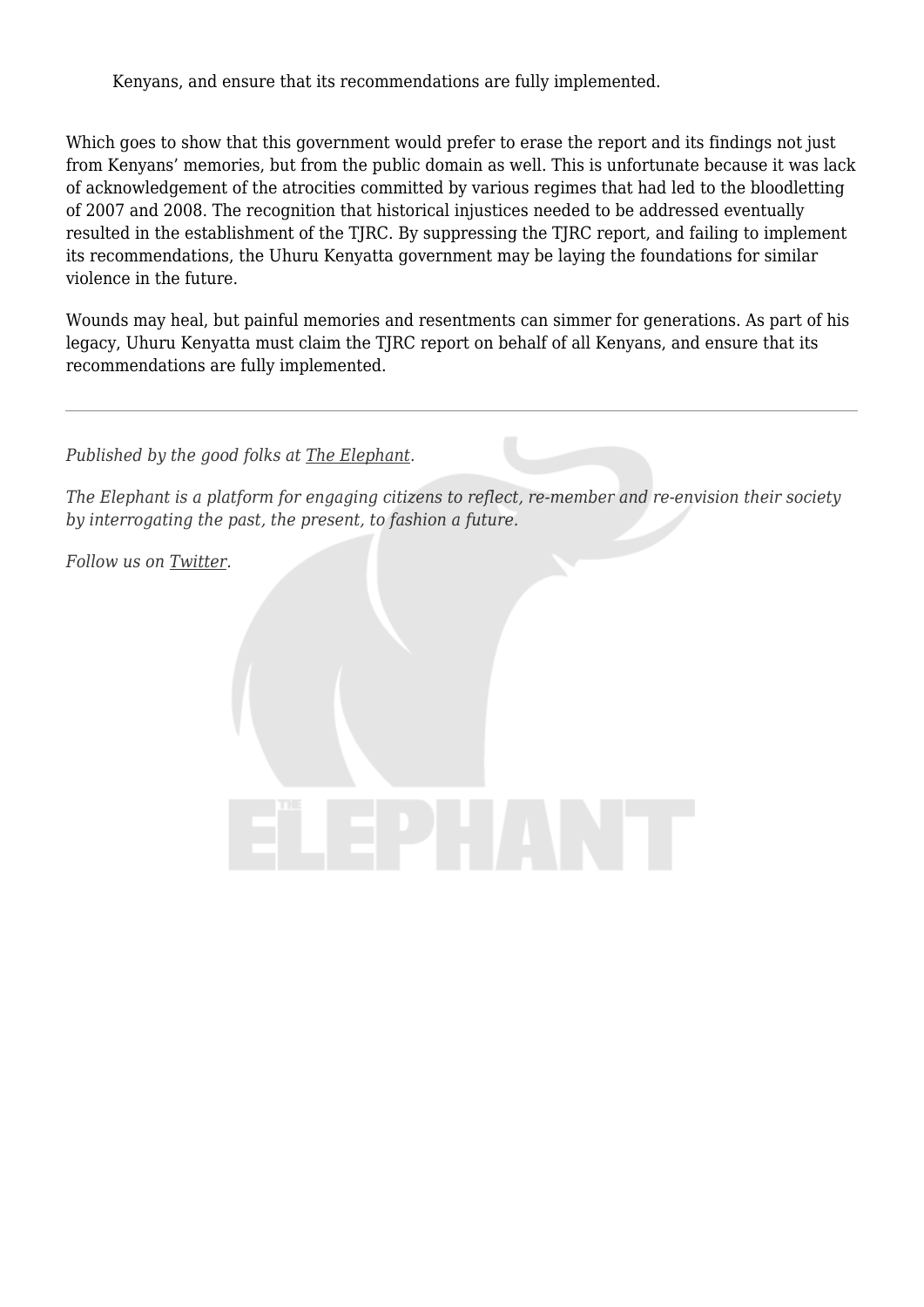Kenyans, and ensure that its recommendations are fully implemented.

Which goes to show that this government would prefer to erase the report and its findings not just from Kenyans' memories, but from the public domain as well. This is unfortunate because it was lack of acknowledgement of the atrocities committed by various regimes that had led to the bloodletting of 2007 and 2008. The recognition that historical injustices needed to be addressed eventually resulted in the establishment of the TJRC. By suppressing the TJRC report, and failing to implement its recommendations, the Uhuru Kenyatta government may be laying the foundations for similar violence in the future.

Wounds may heal, but painful memories and resentments can simmer for generations. As part of his legacy, Uhuru Kenyatta must claim the TJRC report on behalf of all Kenyans, and ensure that its recommendations are fully implemented.

---

*Published by the good folks at The Elephant.*

*The Elephant is a platform for engaging citizens to reflect, re-member and re-envision their society by interrogating the past, the present, to fashion a future.*

*Follow us on Twitter.*